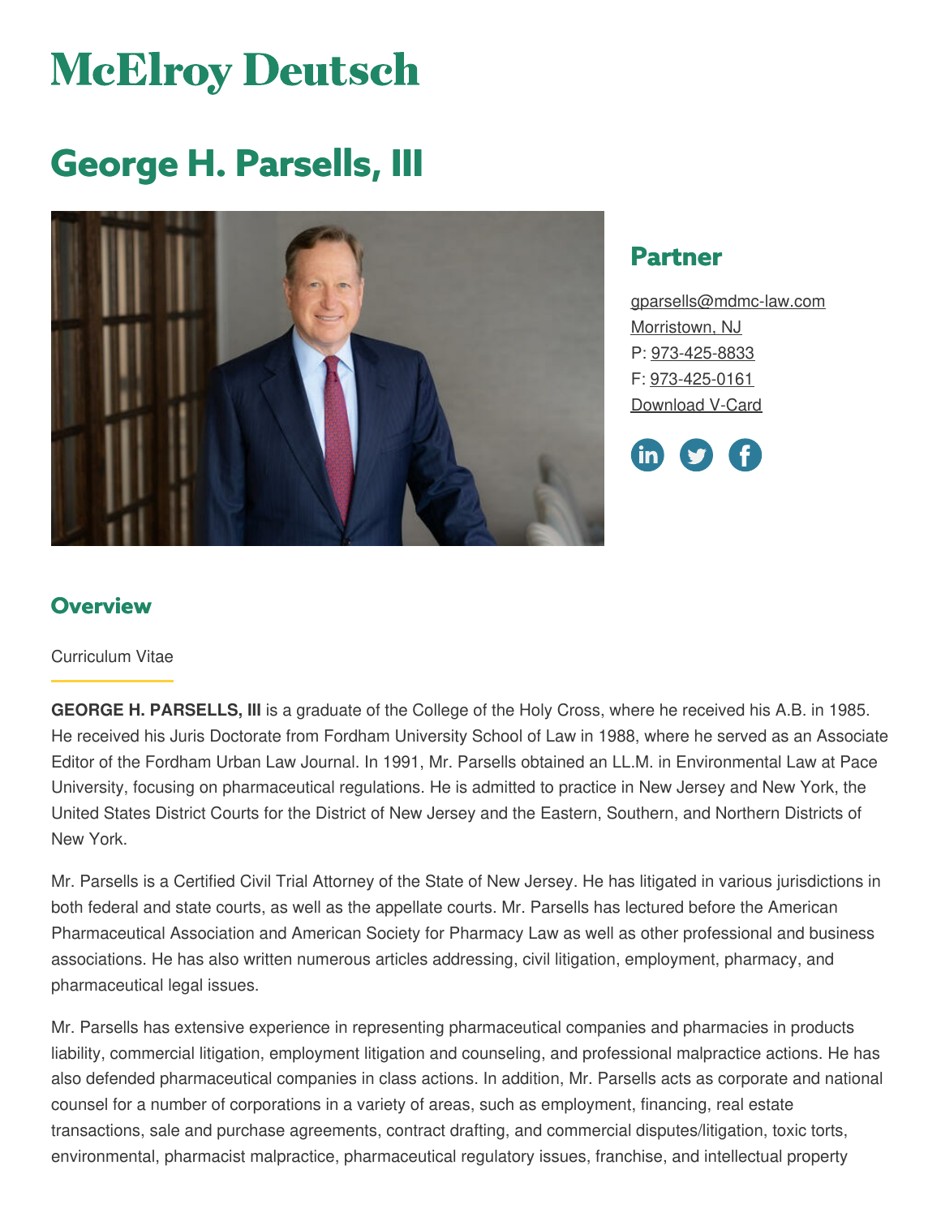# McElroy Deutsch

# George H. Parsells, III

## Partner

gparsells@mdmc-law.com
Morristown, NJ
P: 973-425-8833
F: 973-425-0161
Download V-Card

## Overview

Curriculum Vitae

**GEORGE H. PARSELLS, III** is a graduate of the College of the Holy Cross, where he received his A.B. in 1985. He received his Juris Doctorate from Fordham University School of Law in 1988, where he served as an Associate Editor of the Fordham Urban Law Journal. In 1991, Mr. Parsells obtained an LL.M. in Environmental Law at Pace University, focusing on pharmaceutical regulations. He is admitted to practice in New Jersey and New York, the United States District Courts for the District of New Jersey and the Eastern, Southern, and Northern Districts of New York.

Mr. Parsells is a Certified Civil Trial Attorney of the State of New Jersey. He has litigated in various jurisdictions in both federal and state courts, as well as the appellate courts. Mr. Parsells has lectured before the American Pharmaceutical Association and American Society for Pharmacy Law as well as other professional and business associations. He has also written numerous articles addressing, civil litigation, employment, pharmacy, and pharmaceutical legal issues.

Mr. Parsells has extensive experience in representing pharmaceutical companies and pharmacies in products liability, commercial litigation, employment litigation and counseling, and professional malpractice actions. He has also defended pharmaceutical companies in class actions. In addition, Mr. Parsells acts as corporate and national counsel for a number of corporations in a variety of areas, such as employment, financing, real estate transactions, sale and purchase agreements, contract drafting, and commercial disputes/litigation, toxic torts, environmental, pharmacist malpractice, pharmaceutical regulatory issues, franchise, and intellectual property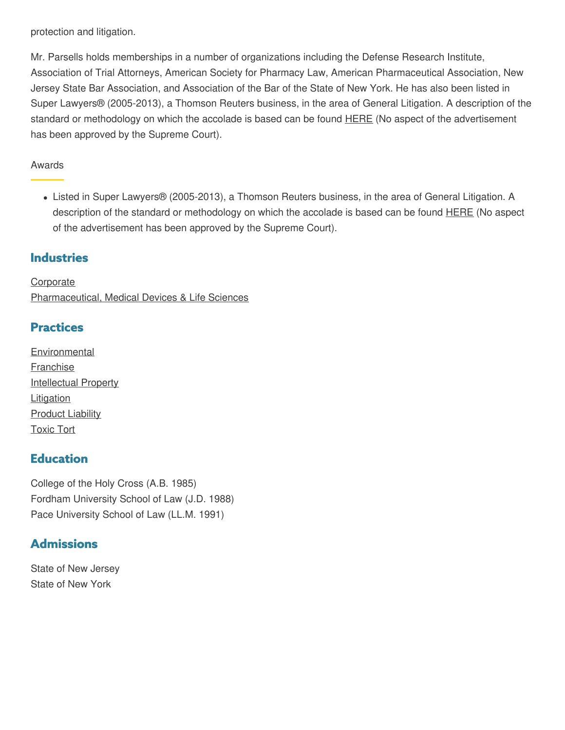protection and litigation.

Mr. Parsells holds memberships in a number of organizations including the Defense Research Institute, Association of Trial Attorneys, American Society for Pharmacy Law, American Pharmaceutical Association, New Jersey State Bar Association, and Association of the Bar of the State of New York. He has also been listed in Super Lawyers® (2005-2013), a Thomson Reuters business, in the area of General Litigation. A description of the standard or methodology on which the accolade is based can be found HERE (No aspect of the advertisement has been approved by the Supreme Court).

### Awards

- Listed in Super Lawyers® (2005-2013), a Thomson Reuters business, in the area of General Litigation. A description of the standard or methodology on which the accolade is based can be found HERE (No aspect of the advertisement has been approved by the Supreme Court).

## Industries

Corporate
Pharmaceutical, Medical Devices & Life Sciences

## Practices

Environmental
Franchise
Intellectual Property
Litigation
Product Liability
Toxic Tort

## Education

College of the Holy Cross (A.B. 1985)
Fordham University School of Law (J.D. 1988)
Pace University School of Law (LL.M. 1991)

## Admissions

State of New Jersey
State of New York